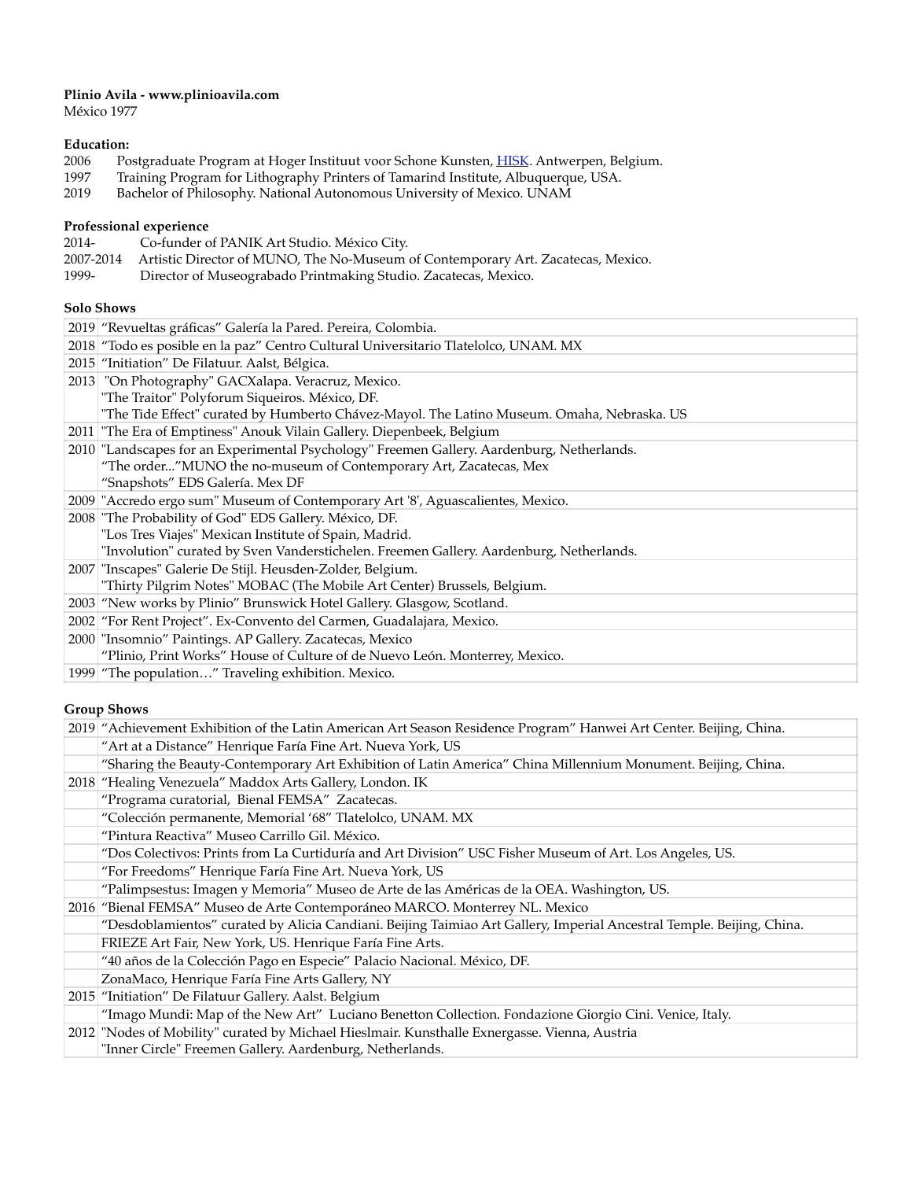**Plinio Avila - www.plinioavila.com**
México 1977

**Education:**

2006 Postgraduate Program at Hoger Instituut voor Schone Kunsten, HISK. Antwerpen, Belgium.
1997 Training Program for Lithography Printers of Tamarind Institute, Albuquerque, USA.
2019 Bachelor of Philosophy. National Autonomous University of Mexico. UNAM

**Professional experience**

2014- Co-funder of PANIK Art Studio. México City.
2007-2014 Artistic Director of MUNO, The No-Museum of Contemporary Art. Zacatecas, Mexico.
1999- Director of Museograbado Printmaking Studio. Zacatecas, Mexico.

**Solo Shows**

| | |
|---|---|
| 2019 | “Revueltas gráficas” Galería la Pared. Pereira, Colombia. |
| 2018 | “Todo es posible en la paz” Centro Cultural Universitario Tlatelolco, UNAM. MX |
| 2015 | “Initiation” De Filatuur. Aalst, Bélgica. |
| 2013 | "On Photography" GACXalapa. Veracruz, Mexico.<br>"The Traitor" Polyforum Siqueiros. México, DF.<br>"The Tide Effect" curated by Humberto Chávez-Mayol. The Latino Museum. Omaha, Nebraska. US |
| 2011 | "The Era of Emptiness" Anouk Vilain Gallery. Diepenbeek, Belgium |
| 2010 | "Landscapes for an Experimental Psychology" Freemen Gallery. Aardenburg, Netherlands.<br>“The order...”MUNO the no-museum of Contemporary Art, Zacatecas, Mex<br>“Snapshots” EDS Galería. Mex DF |
| 2009 | "Accredo ergo sum" Museum of Contemporary Art '8', Aguascalientes, Mexico. |
| 2008 | "The Probability of God" EDS Gallery. México, DF.<br>"Los Tres Viajes" Mexican Institute of Spain, Madrid.<br>"Involution" curated by Sven Vanderstichelen. Freemen Gallery. Aardenburg, Netherlands. |
| 2007 | "Inscapes" Galerie De Stijl. Heusden-Zolder, Belgium.<br>"Thirty Pilgrim Notes" MOBAC (The Mobile Art Center) Brussels, Belgium. |
| 2003 | “New works by Plinio” Brunswick Hotel Gallery. Glasgow, Scotland. |
| 2002 | “For Rent Project”. Ex-Convento del Carmen, Guadalajara, Mexico. |
| 2000 | "Insomnio" Paintings. AP Gallery. Zacatecas, Mexico<br>“Plinio, Print Works” House of Culture of de Nuevo León. Monterrey, Mexico. |
| 1999 | “The population…” Traveling exhibition. Mexico. |

**Group Shows**

| | |
|---|---|
| 2019 | “Achievement Exhibition of the Latin American Art Season Residence Program” Hanwei Art Center. Beijing, China. |
| | “Art at a Distance” Henrique Faría Fine Art. Nueva York, US |
| | “Sharing the Beauty-Contemporary Art Exhibition of Latin America” China Millennium Monument. Beijing, China. |
| 2018 | “Healing Venezuela” Maddox Arts Gallery, London. IK |
| | “Programa curatorial, Bienal FEMSA” Zacatecas. |
| | “Colección permanente, Memorial ‘68” Tlatelolco, UNAM. MX |
| | “Pintura Reactiva” Museo Carrillo Gil. México. |
| | “Dos Colectivos: Prints from La Curtiduría and Art Division” USC Fisher Museum of Art. Los Angeles, US. |
| | “For Freedoms” Henrique Faría Fine Art. Nueva York, US |
| | “Palimpsestus: Imagen y Memoria” Museo de Arte de las Américas de la OEA. Washington, US. |
| 2016 | “Bienal FEMSA” Museo de Arte Contemporáneo MARCO. Monterrey NL. Mexico |
| | “Desdoblamientos” curated by Alicia Candiani. Beijing Taimiao Art Gallery, Imperial Ancestral Temple. Beijing, China. |
| | FRIEZE Art Fair, New York, US. Henrique Faría Fine Arts. |
| | “40 años de la Colección Pago en Especie” Palacio Nacional. México, DF. |
| | ZonaMaco, Henrique Faría Fine Arts Gallery, NY |
| 2015 | “Initiation” De Filatuur Gallery. Aalst. Belgium |
| | “Imago Mundi: Map of the New Art” Luciano Benetton Collection. Fondazione Giorgio Cini. Venice, Italy. |
| 2012 | "Nodes of Mobility" curated by Michael Hieslmair. Kunsthalle Exnergasse. Vienna, Austria<br>"Inner Circle" Freemen Gallery. Aardenburg, Netherlands. |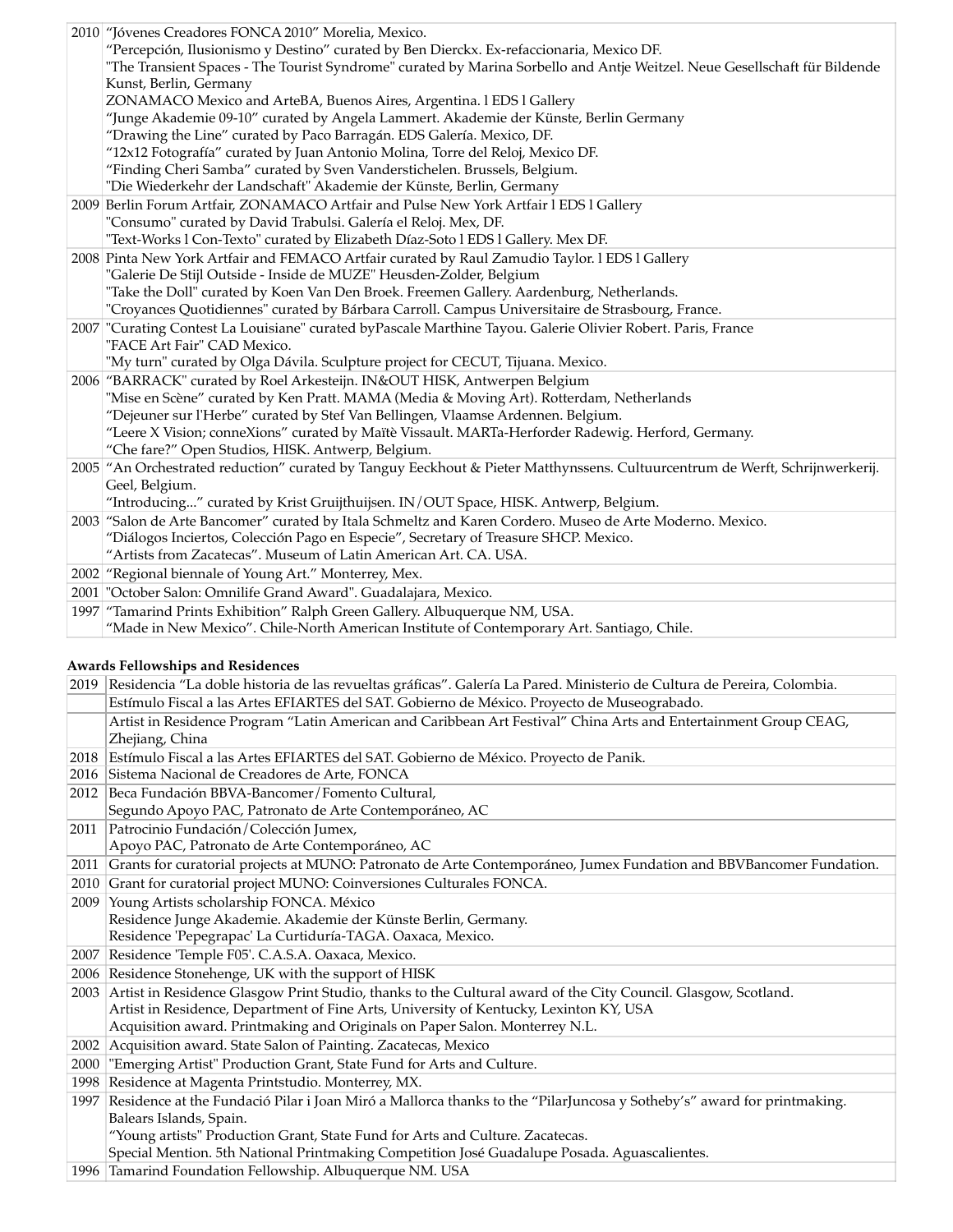| | |
|---|---|
| 2010 | "Jóvenes Creadores FONCA 2010" Morelia, Mexico.<br>"Percepción, Ilusionismo y Destino" curated by Ben Dierckx. Ex-refaccionaria, Mexico DF.<br>"The Transient Spaces - The Tourist Syndrome" curated by Marina Sorbello and Antje Weitzel. Neue Gesellschaft für Bildende Kunst, Berlin, Germany<br>ZONAMACO Mexico and ArteBA, Buenos Aires, Argentina. l EDS l Gallery<br>"Junge Akademie 09-10" curated by Angela Lammert. Akademie der Künste, Berlin Germany<br>"Drawing the Line" curated by Paco Barragán. EDS Galería. Mexico, DF.<br>"12x12 Fotografía" curated by Juan Antonio Molina, Torre del Reloj, Mexico DF.<br>"Finding Cheri Samba" curated by Sven Vanderstichelen. Brussels, Belgium.<br>"Die Wiederkehr der Landschaft" Akademie der Künste, Berlin, Germany |
| 2009 | Berlin Forum Artfair, ZONAMACO Artfair and Pulse New York Artfair l EDS l Gallery<br>"Consumo" curated by David Trabulsi. Galería el Reloj. Mex, DF.<br>"Text-Works l Con-Texto" curated by Elizabeth Díaz-Soto l EDS l Gallery. Mex DF. |
| 2008 | Pinta New York Artfair and FEMACO Artfair curated by Raul Zamudio Taylor. l EDS l Gallery<br>"Galerie De Stijl Outside - Inside de MUZE" Heusden-Zolder, Belgium<br>"Take the Doll" curated by Koen Van Den Broek. Freemen Gallery. Aardenburg, Netherlands.<br>"Croyances Quotidiennes" curated by Bárbara Carroll. Campus Universitaire de Strasbourg, France. |
| 2007 | "Curating Contest La Louisiane" curated byPascale Marthine Tayou. Galerie Olivier Robert. Paris, France<br>"FACE Art Fair" CAD Mexico.<br>"My turn" curated by Olga Dávila. Sculpture project for CECUT, Tijuana. Mexico. |
| 2006 | "BARRACK" curated by Roel Arkesteijn. IN&OUT HISK, Antwerpen Belgium<br>"Mise en Scène" curated by Ken Pratt. MAMA (Media & Moving Art). Rotterdam, Netherlands<br>"Dejeuner sur l'Herbe" curated by Stef Van Bellingen, Vlaamse Ardennen. Belgium.<br>"Leere X Vision; conneXions" curated by Maïtè Vissault. MARTa-Herforder Radewig. Herford, Germany.<br>"Che fare?" Open Studios, HISK. Antwerp, Belgium. |
| 2005 | "An Orchestrated reduction" curated by Tanguy Eeckhout & Pieter Matthynssens. Cultuurcentrum de Werft, Schrijnwerkerij. Geel, Belgium.<br>"Introducing..." curated by Krist Gruijthuijsen. IN/OUT Space, HISK. Antwerp, Belgium. |
| 2003 | "Salon de Arte Bancomer" curated by Itala Schmeltz and Karen Cordero. Museo de Arte Moderno. Mexico.<br>"Diálogos Inciertos, Colección Pago en Especie", Secretary of Treasure SHCP. Mexico.<br>"Artists from Zacatecas". Museum of Latin American Art. CA. USA. |
| 2002 | "Regional biennale of Young Art." Monterrey, Mex. |
| 2001 | "October Salon: Omnilife Grand Award". Guadalajara, Mexico. |
| 1997 | "Tamarind Prints Exhibition" Ralph Green Gallery. Albuquerque NM, USA.<br>"Made in New Mexico". Chile-North American Institute of Contemporary Art. Santiago, Chile. |

**Awards Fellowships and Residences**

| | |
|---|---|
| 2019 | Residencia "La doble historia de las revueltas gráficas". Galería La Pared. Ministerio de Cultura de Pereira, Colombia. |
| | Estímulo Fiscal a las Artes EFIARTES del SAT. Gobierno de México. Proyecto de Museograbado. |
| | Artist in Residence Program "Latin American and Caribbean Art Festival" China Arts and Entertainment Group CEAG, Zhejiang, China |
| 2018 | Estímulo Fiscal a las Artes EFIARTES del SAT. Gobierno de México. Proyecto de Panik. |
| 2016 | Sistema Nacional de Creadores de Arte, FONCA |
| 2012 | Beca Fundación BBVA-Bancomer/Fomento Cultural,<br>Segundo Apoyo PAC, Patronato de Arte Contemporáneo, AC |
| 2011 | Patrocinio Fundación/Colección Jumex,<br>Apoyo PAC, Patronato de Arte Contemporáneo, AC |
| 2011 | Grants for curatorial projects at MUNO: Patronato de Arte Contemporáneo, Jumex Fundation and BBVBancomer Fundation. |
| 2010 | Grant for curatorial project MUNO: Coinversiones Culturales FONCA. |
| 2009 | Young Artists scholarship FONCA. México<br>Residence Junge Akademie. Akademie der Künste Berlin, Germany.<br>Residence 'Pepegrapac' La Curtiduría-TAGA. Oaxaca, Mexico. |
| 2007 | Residence 'Temple F05'. C.A.S.A. Oaxaca, Mexico. |
| 2006 | Residence Stonehenge, UK with the support of HISK |
| 2003 | Artist in Residence Glasgow Print Studio, thanks to the Cultural award of the City Council. Glasgow, Scotland.<br>Artist in Residence, Department of Fine Arts, University of Kentucky, Lexinton KY, USA<br>Acquisition award. Printmaking and Originals on Paper Salon. Monterrey N.L. |
| 2002 | Acquisition award. State Salon of Painting. Zacatecas, Mexico |
| 2000 | "Emerging Artist" Production Grant, State Fund for Arts and Culture. |
| 1998 | Residence at Magenta Printstudio. Monterrey, MX. |
| 1997 | Residence at the Fundació Pilar i Joan Miró a Mallorca thanks to the "PilarJuncosa y Sotheby's" award for printmaking. Balears Islands, Spain.<br>"Young artists" Production Grant, State Fund for Arts and Culture. Zacatecas.<br>Special Mention. 5th National Printmaking Competition José Guadalupe Posada. Aguascalientes. |
| 1996 | Tamarind Foundation Fellowship. Albuquerque NM. USA |